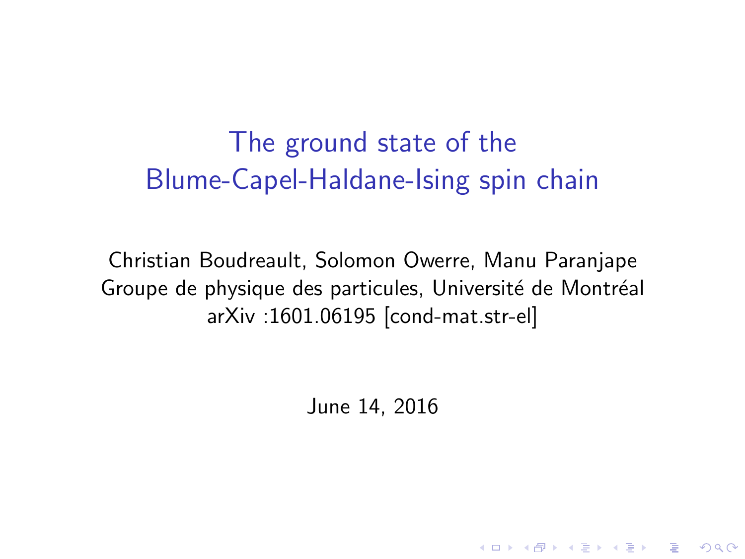# The ground state of the Blume-Capel-Haldane-Ising spin chain

Christian Boudreault, Solomon Owerre, Manu Paranjape

Groupe de physique des particules, Université de Montréal

arXiv :1601.06195 [cond-mat.str-el]

June 14, 2016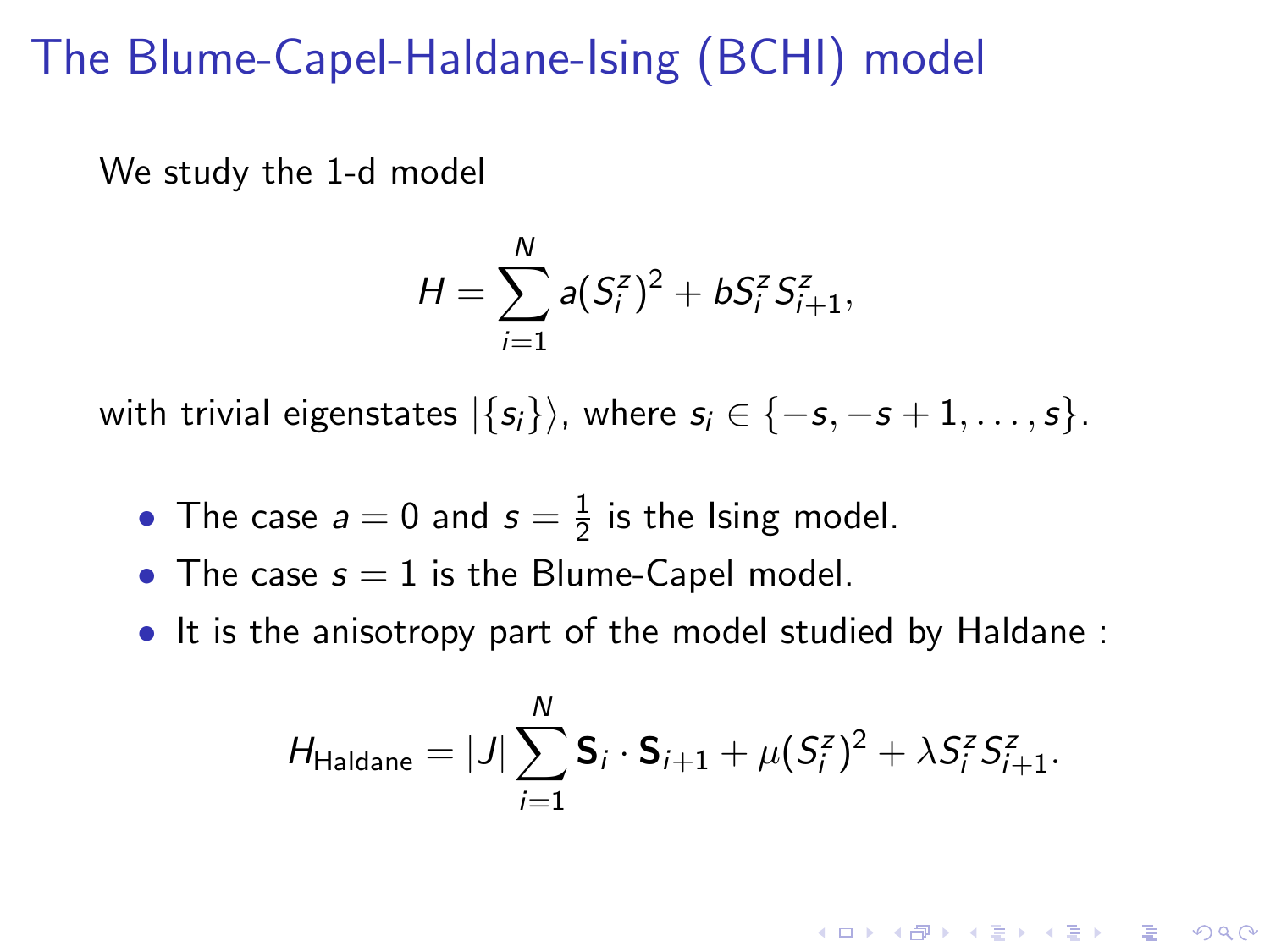# The Blume-Capel-Haldane-Ising (BCHI) model

We study the 1-d model

$$H = \sum_{i=1}^{N} a(S_i^z)^2 + bS_i^z S_{i+1}^z,$$

with trivial eigenstates $|\{s_i\}\rangle$, where $s_i \in \{-s, -s+1, \ldots, s\}$.

- The case $a = 0$ and $s = \frac{1}{2}$ is the Ising model.
- The case $s = 1$ is the Blume-Capel model.
- It is the anisotropy part of the model studied by Haldane :

$$H_{\text{Haldane}} = |J| \sum_{i=1}^{N} \mathbf{S}_i \cdot \mathbf{S}_{i+1} + \mu(S_i^z)^2 + \lambda S_i^z S_{i+1}^z.$$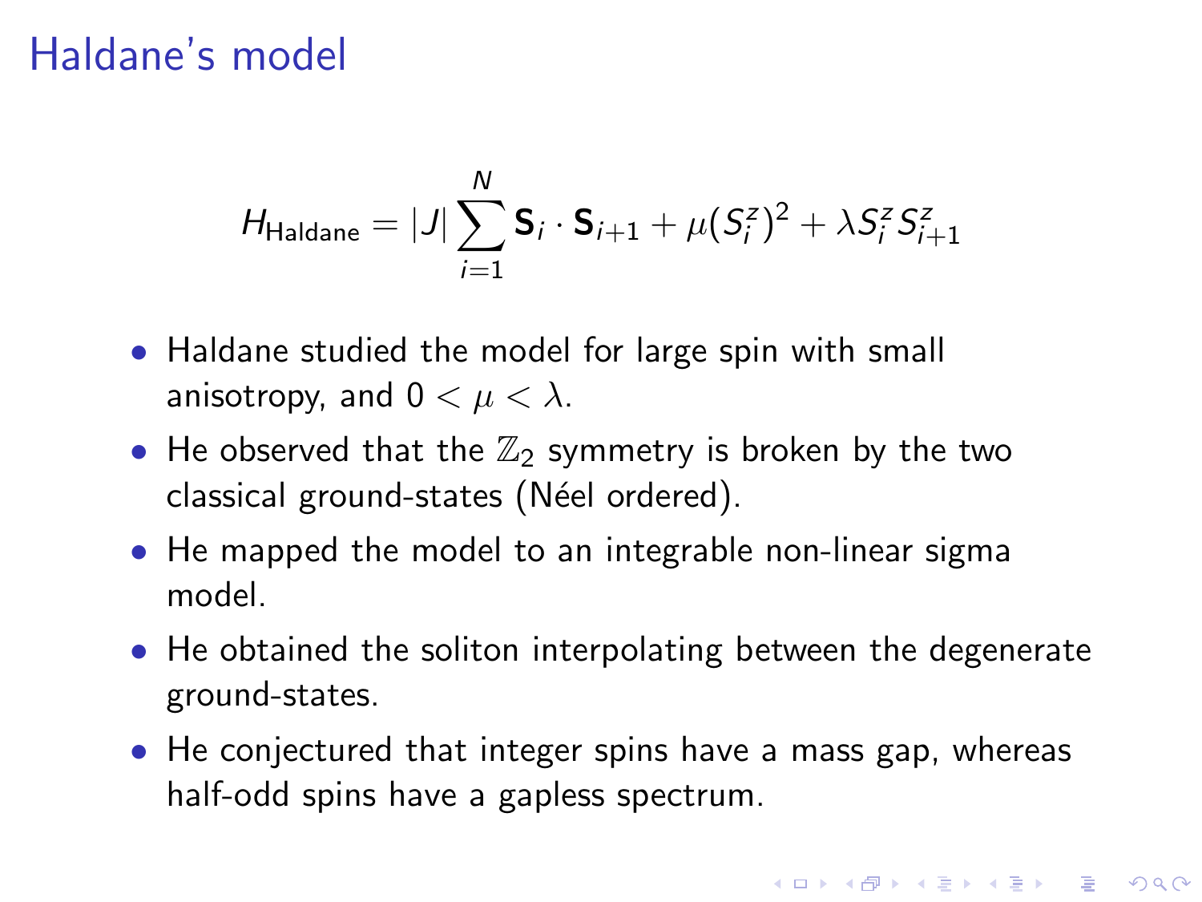# Haldane's model

$$H_{\text{Haldane}} = |J| \sum_{i=1}^{N} \mathbf{S}_i \cdot \mathbf{S}_{i+1} + \mu (S_i^z)^2 + \lambda S_i^z S_{i+1}^z$$

- Haldane studied the model for large spin with small anisotropy, and $0 < \mu < \lambda$.
- He observed that the $\mathbb{Z}_2$ symmetry is broken by the two classical ground-states (Néel ordered).
- He mapped the model to an integrable non-linear sigma model.
- He obtained the soliton interpolating between the degenerate ground-states.
- He conjectured that integer spins have a mass gap, whereas half-odd spins have a gapless spectrum.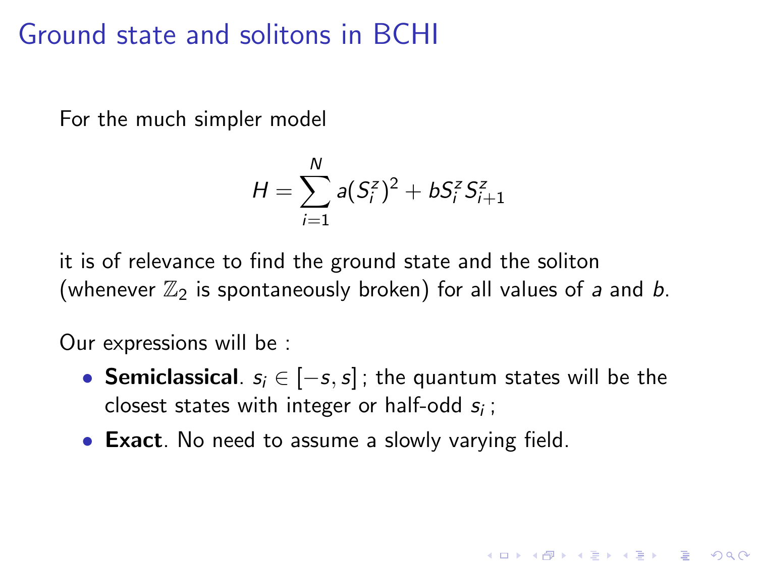# Ground state and solitons in BCHI

For the much simpler model

$$H = \sum_{i=1}^{N} a(S_i^z)^2 + bS_i^z S_{i+1}^z$$

it is of relevance to find the ground state and the soliton (whenever $\mathbb{Z}_2$ is spontaneously broken) for all values of $a$ and $b$.

Our expressions will be :

- **Semiclassical**. $s_i \in [-s, s]$ ; the quantum states will be the closest states with integer or half-odd $s_i$ ;
- **Exact**. No need to assume a slowly varying field.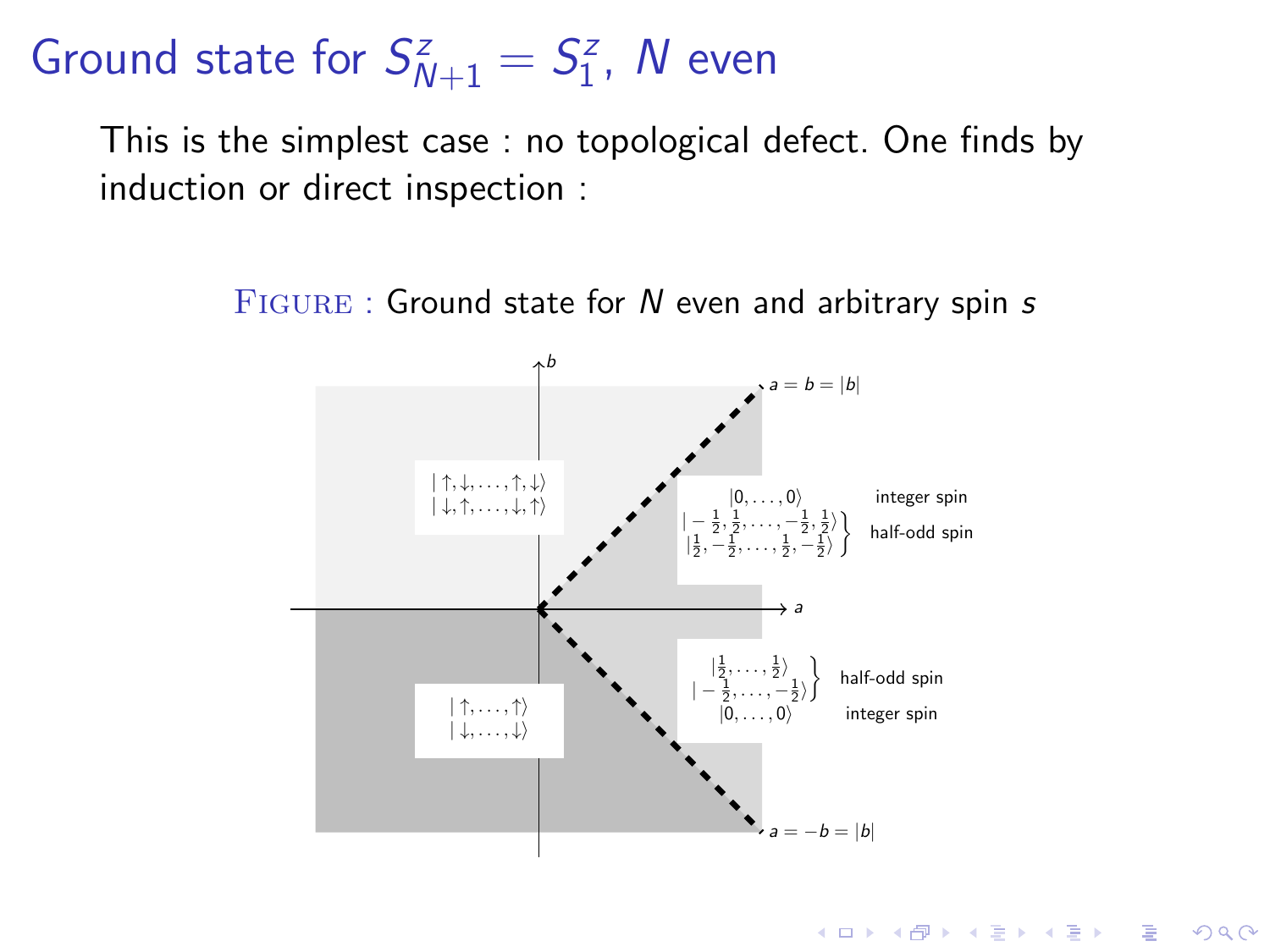# Ground state for $S^z_{N+1} = S^z_1$, $N$ even

This is the simplest case : no topological defect. One finds by induction or direct inspection :

FIGURE : Ground state for $N$ even and arbitrary spin $s$

$b$

$a = b = |b|$

$|\uparrow, \downarrow, \ldots, \uparrow, \downarrow\rangle$
$|\downarrow, \uparrow, \ldots, \downarrow, \uparrow\rangle$

$|0, \ldots, 0\rangle$ integer spin

$|-\frac{1}{2}, \frac{1}{2}, \ldots, -\frac{1}{2}, \frac{1}{2}\rangle$
$|\frac{1}{2}, -\frac{1}{2}, \ldots, \frac{1}{2}, -\frac{1}{2}\rangle$ half-odd spin

$a$

$|\frac{1}{2}, \ldots, \frac{1}{2}\rangle$
$|-\frac{1}{2}, \ldots, -\frac{1}{2}\rangle$ half-odd spin

$|0, \ldots, 0\rangle$ integer spin

$|\uparrow, \ldots, \uparrow\rangle$
$|\downarrow, \ldots, \downarrow\rangle$

$a = -b = |b|$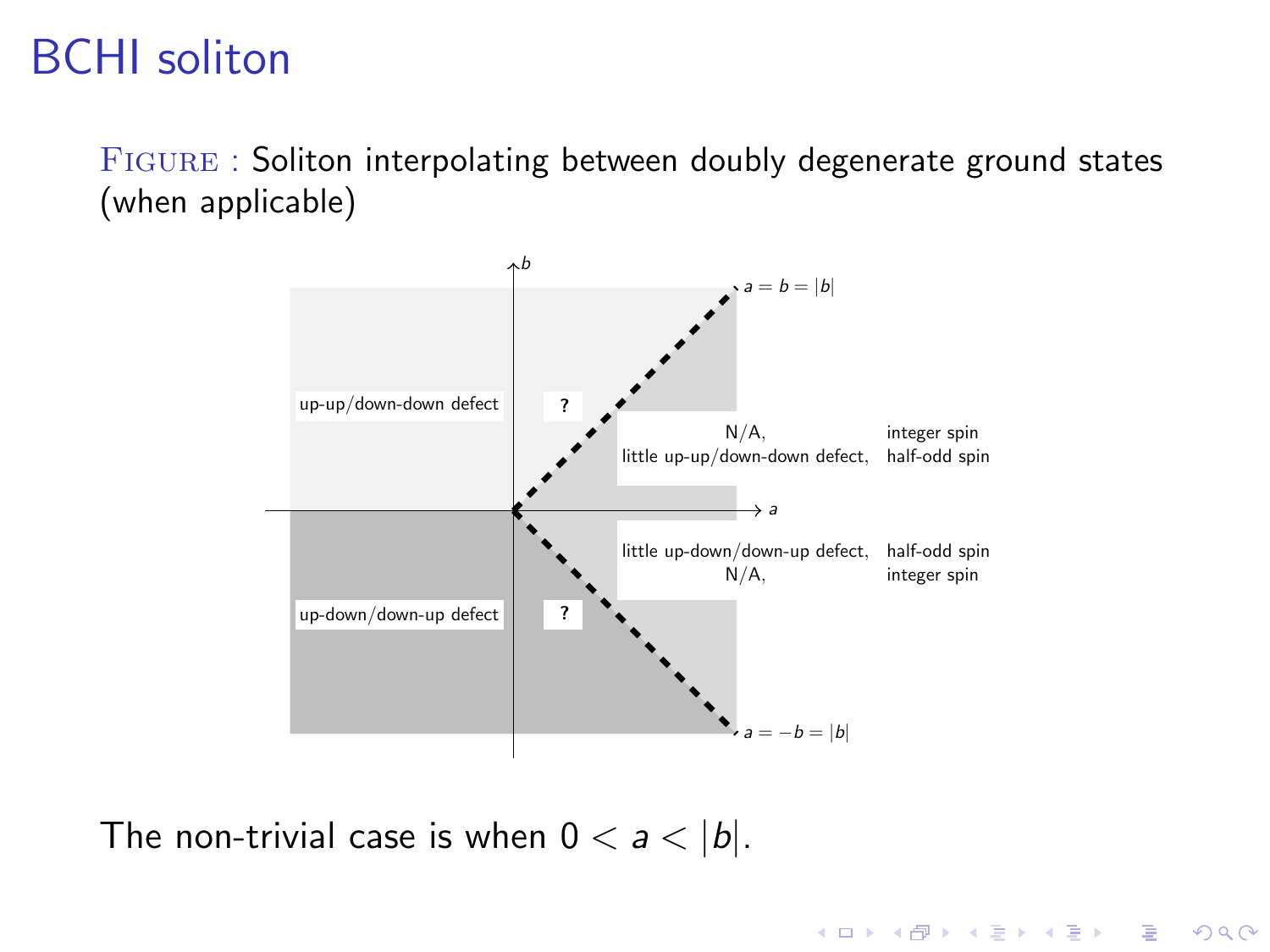# BCHI soliton

FIGURE : Soliton interpolating between doubly degenerate ground states (when applicable)

$b$

$a = b = |b|$

up-up/down-down defect

?

N/A, integer spin

little up-up/down-down defect, half-odd spin

$a$

little up-down/down-up defect, half-odd spin

N/A, integer spin

up-down/down-up defect

?

$a = -b = |b|$

The non-trivial case is when $0 < a < |b|$.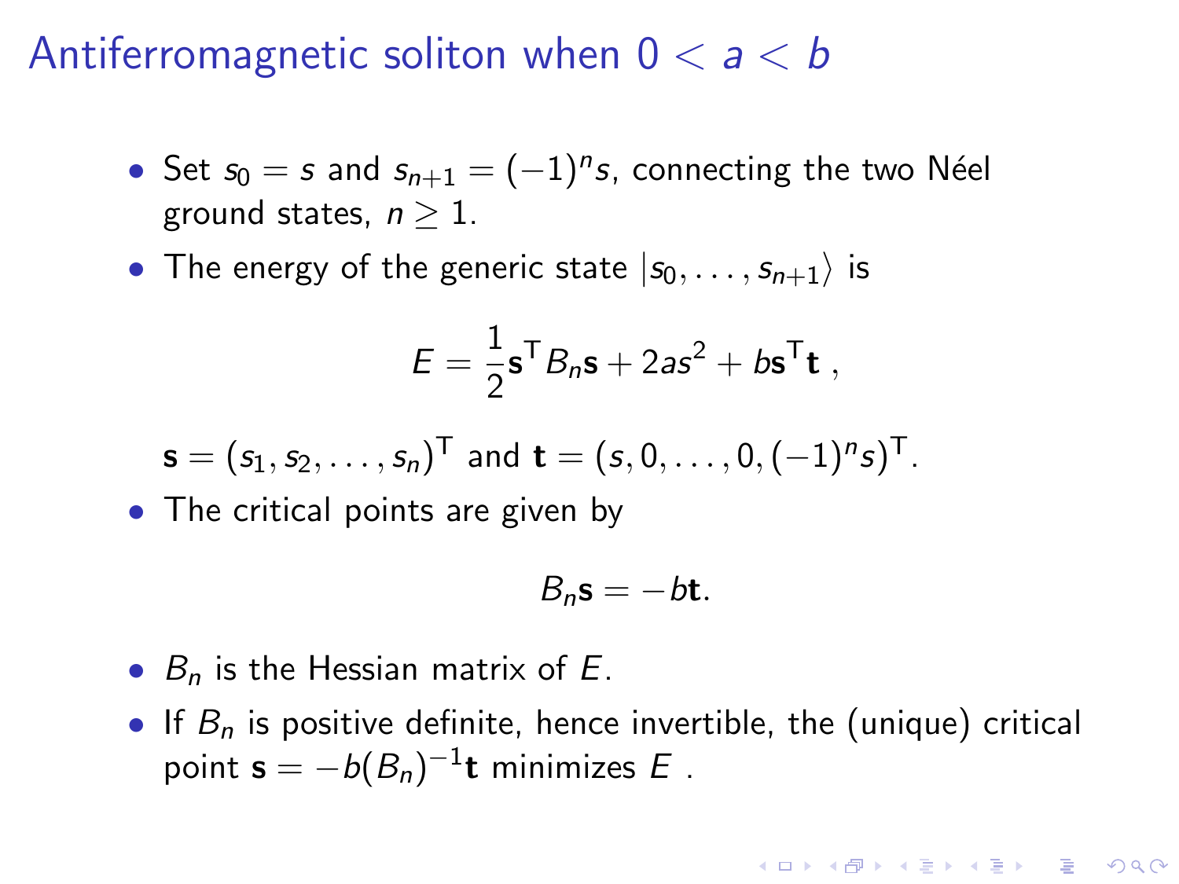# Antiferromagnetic soliton when $0 < a < b$

- Set $s_0 = s$ and $s_{n+1} = (-1)^n s$, connecting the two Néel ground states, $n \geq 1$.
- The energy of the generic state $|s_0, \ldots, s_{n+1}\rangle$ is

$$E = \frac{1}{2}\mathbf{s}^\mathsf{T} B_n \mathbf{s} + 2as^2 + b\mathbf{s}^\mathsf{T}\mathbf{t} \ ,$$

  $\mathbf{s} = (s_1, s_2, \ldots, s_n)^\mathsf{T}$ and $\mathbf{t} = (s, 0, \ldots, 0, (-1)^n s)^\mathsf{T}$.
- The critical points are given by

$$B_n \mathbf{s} = -b\mathbf{t}.$$

- $B_n$ is the Hessian matrix of $E$.
- If $B_n$ is positive definite, hence invertible, the (unique) critical point $\mathbf{s} = -b(B_n)^{-1}\mathbf{t}$ minimizes $E$ .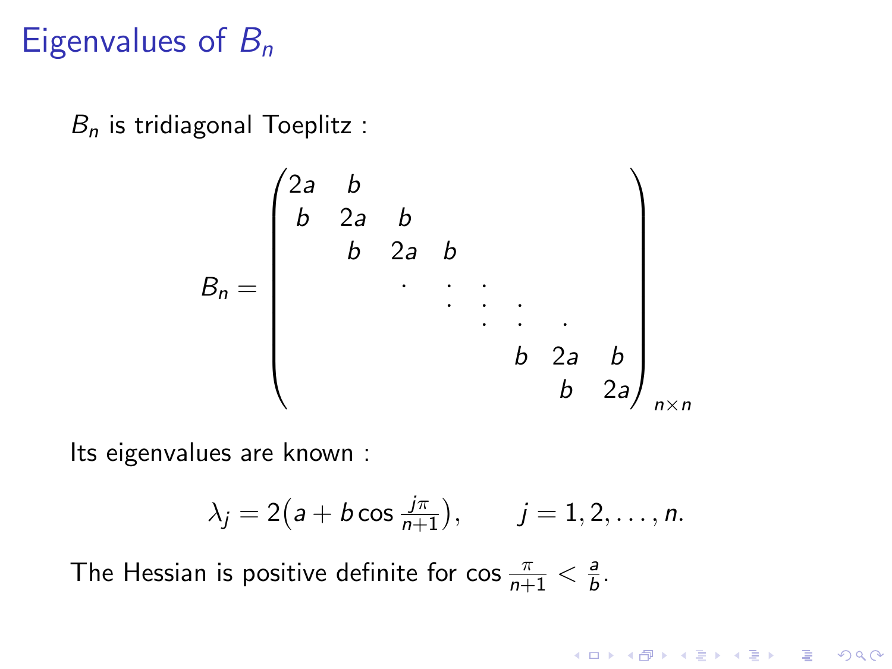# Eigenvalues of $B_n$

$B_n$ is tridiagonal Toeplitz :

$$B_n = \begin{pmatrix} 2a & b & & & & & \\ b & 2a & b & & & & \\ & b & 2a & b & & & \\ & & \cdot & \cdot & \cdot & & \\ & & & \cdot & \cdot & \cdot & \\ & & & & b & 2a & b \\ & & & & & b & 2a \end{pmatrix}_{n \times n}$$

Its eigenvalues are known :

$$\lambda_j = 2\big(a + b\cos\tfrac{j\pi}{n+1}\big), \qquad j = 1, 2, \ldots, n.$$

The Hessian is positive definite for $\cos\frac{\pi}{n+1} < \frac{a}{b}$.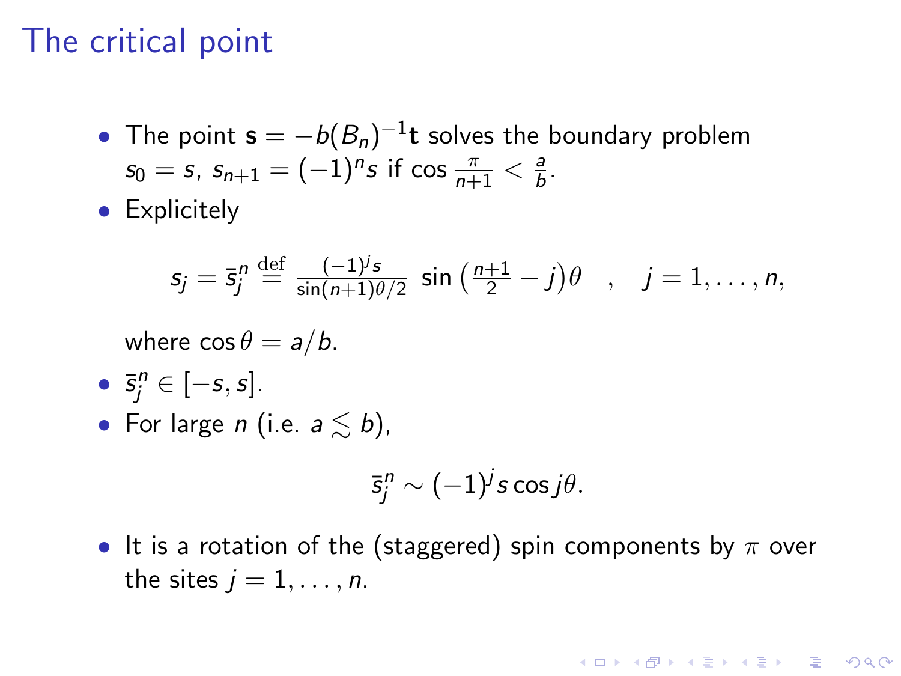# The critical point

- The point $\mathbf{s} = -b(B_n)^{-1}\mathbf{t}$ solves the boundary problem $s_0 = s$, $s_{n+1} = (-1)^n s$ if $\cos\frac{\pi}{n+1} < \frac{a}{b}$.
- Explicitely

$$s_j = \bar{s}_j^n \stackrel{\text{def}}{=} \frac{(-1)^j s}{\sin(n+1)\theta/2}\ \sin\left(\tfrac{n+1}{2} - j\right)\theta \quad , \quad j = 1, \ldots, n,$$

  where $\cos\theta = a/b$.
- $\bar{s}_j^n \in [-s, s]$.
- For large $n$ (i.e. $a \lesssim b$),

$$\bar{s}_j^n \sim (-1)^j s \cos j\theta.$$

- It is a rotation of the (staggered) spin components by $\pi$ over the sites $j = 1, \ldots, n$.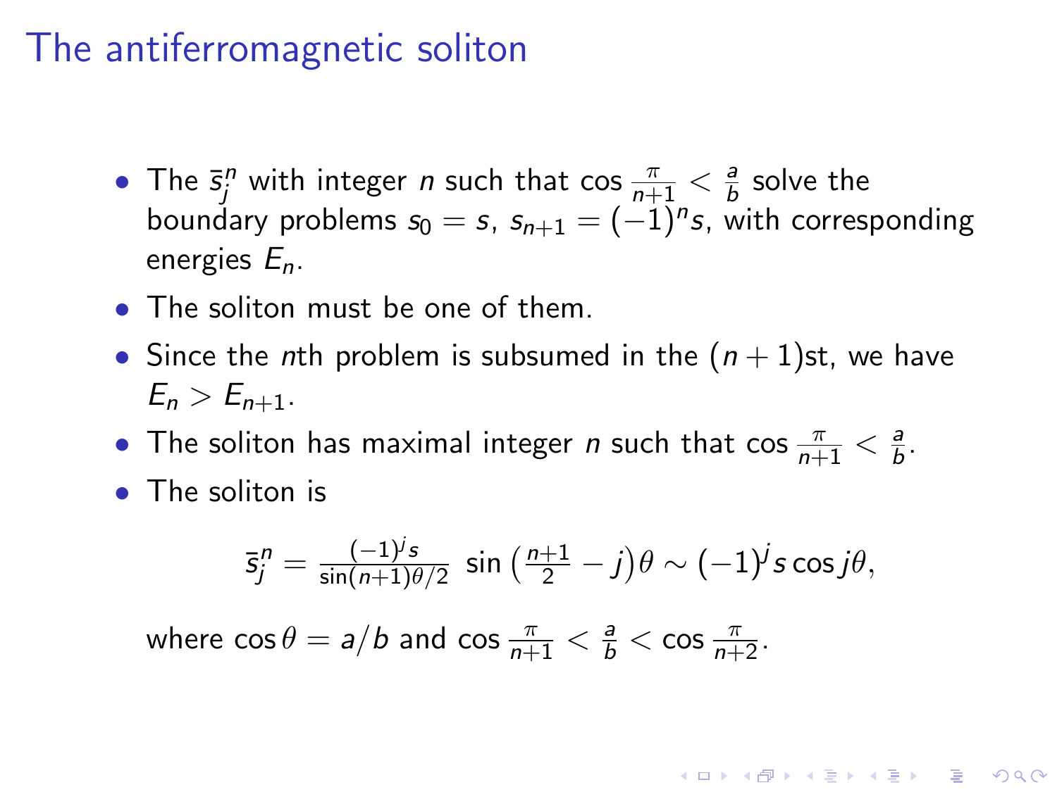# The antiferromagnetic soliton

- The $\bar{s}_j^n$ with integer $n$ such that $\cos \frac{\pi}{n+1} < \frac{a}{b}$ solve the boundary problems $s_0 = s$, $s_{n+1} = (-1)^n s$, with corresponding energies $E_n$.
- The soliton must be one of them.
- Since the $n$th problem is subsumed in the $(n+1)$st, we have $E_n > E_{n+1}$.
- The soliton has maximal integer $n$ such that $\cos \frac{\pi}{n+1} < \frac{a}{b}$.
- The soliton is

$$\bar{s}_j^n = \frac{(-1)^j s}{\sin(n+1)\theta/2} \, \sin\left(\tfrac{n+1}{2} - j\right)\theta \sim (-1)^j s \cos j\theta,$$

where $\cos\theta = a/b$ and $\cos \frac{\pi}{n+1} < \frac{a}{b} < \cos \frac{\pi}{n+2}$.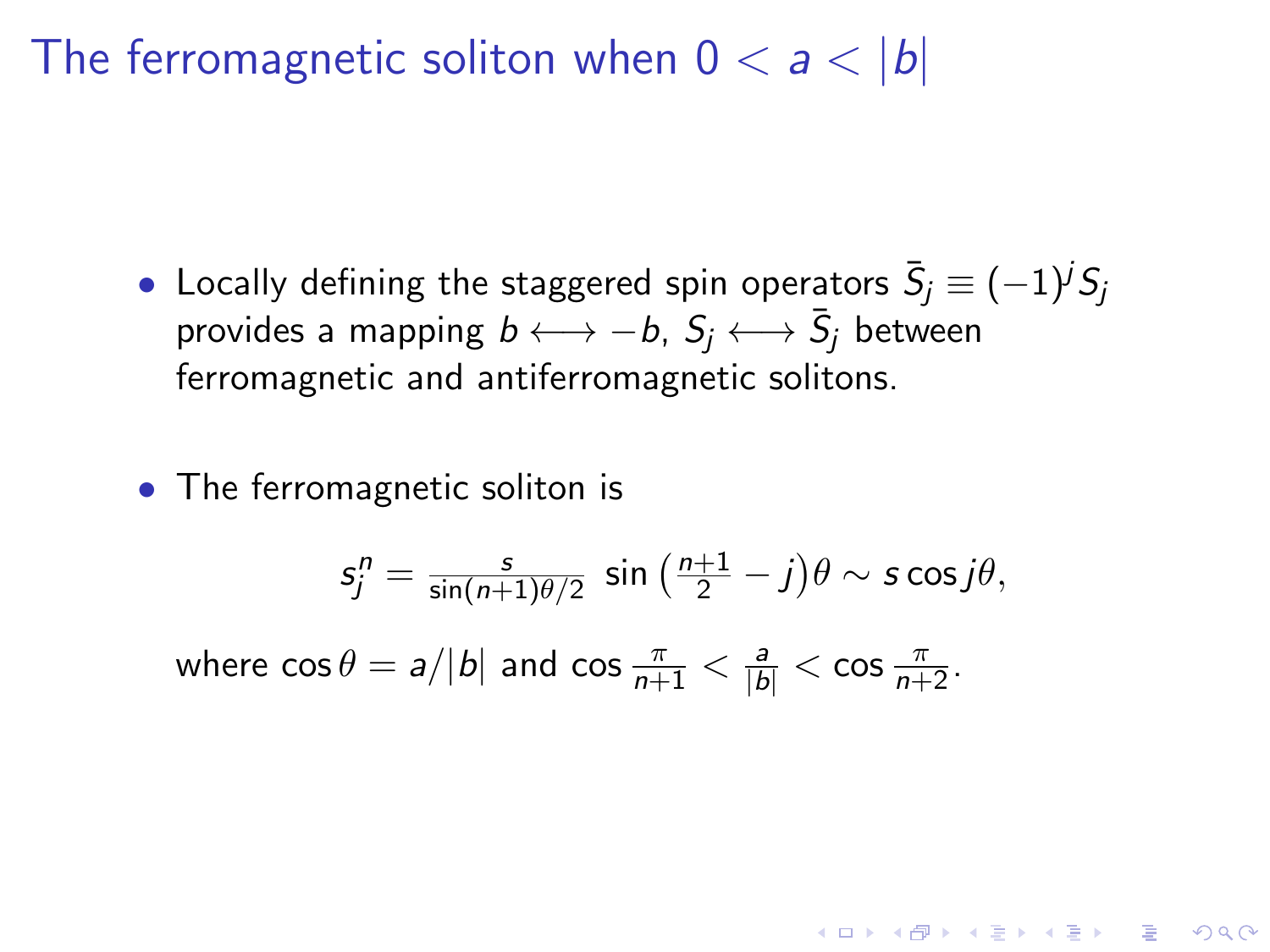# The ferromagnetic soliton when $0 < a < |b|$

- Locally defining the staggered spin operators $\bar{S}_j \equiv (-1)^j S_j$ provides a mapping $b \longleftrightarrow -b$, $S_j \longleftrightarrow \bar{S}_j$ between ferromagnetic and antiferromagnetic solitons.

- The ferromagnetic soliton is

$$s_j^n = \frac{s}{\sin(n+1)\theta/2} \; \sin\left(\frac{n+1}{2} - j\right)\theta \sim s \cos j\theta,$$

where $\cos\theta = a/|b|$ and $\cos\frac{\pi}{n+1} < \frac{a}{|b|} < \cos\frac{\pi}{n+2}$.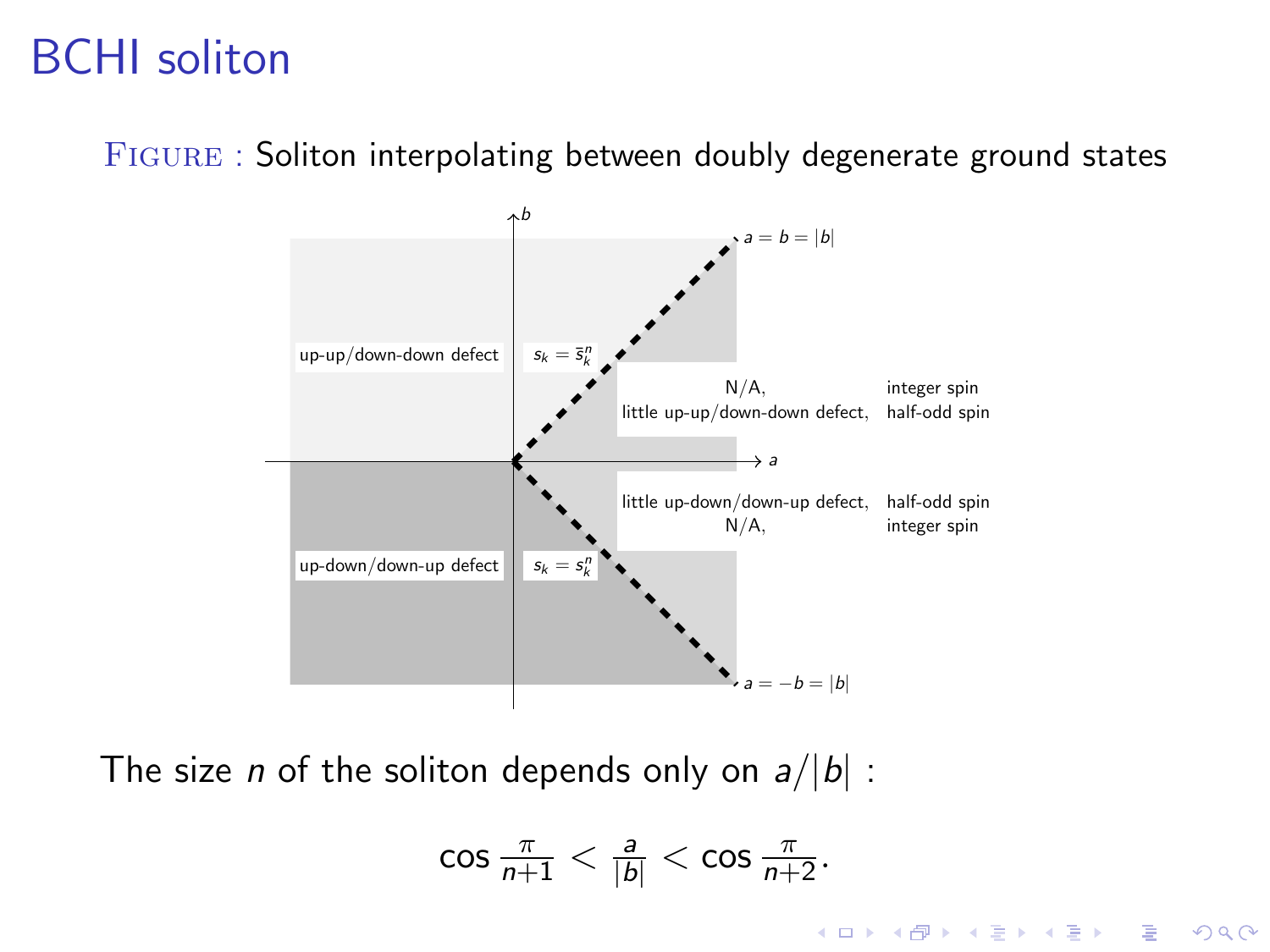# BCHI soliton

FIGURE : Soliton interpolating between doubly degenerate ground states

up-up/down-down defect

$s_k = \bar{s}_k^n$

$a = b = |b|$

N/A, integer spin

little up-up/down-down defect, half-odd spin

little up-down/down-up defect, half-odd spin

N/A, integer spin

up-down/down-up defect

$s_k = s_k^n$

$a = -b = |b|$

The size $n$ of the soliton depends only on $a/|b|$ :

$$\cos \frac{\pi}{n+1} < \frac{a}{|b|} < \cos \frac{\pi}{n+2}.$$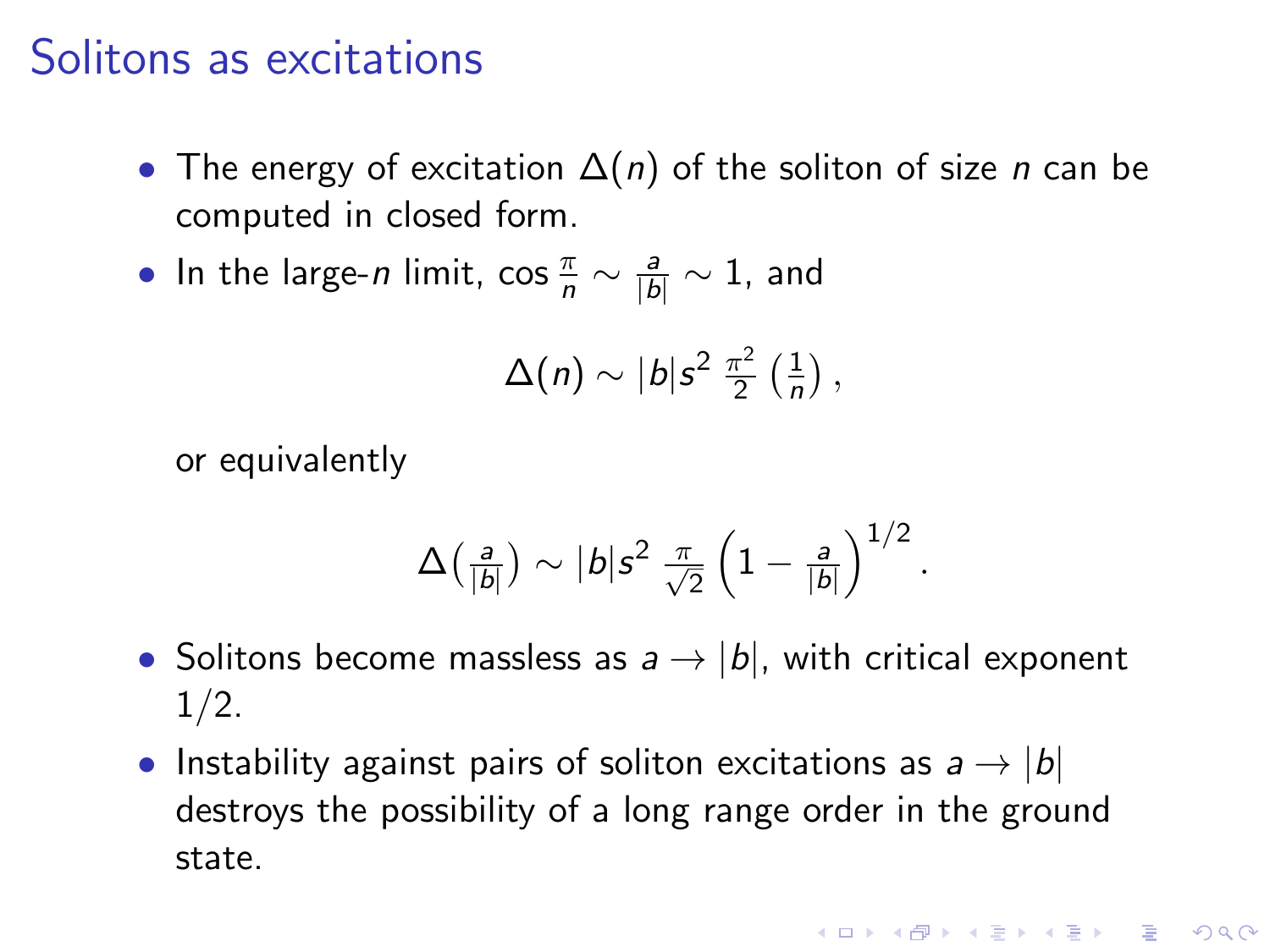# Solitons as excitations

- The energy of excitation $\Delta(n)$ of the soliton of size $n$ can be computed in closed form.
- In the large-$n$ limit, $\cos\frac{\pi}{n} \sim \frac{a}{|b|} \sim 1$, and

$$\Delta(n) \sim |b| s^2 \, \frac{\pi^2}{2} \left(\frac{1}{n}\right),$$

  or equivalently

$$\Delta\left(\tfrac{a}{|b|}\right) \sim |b| s^2 \, \frac{\pi}{\sqrt{2}} \left(1 - \tfrac{a}{|b|}\right)^{1/2}.$$

- Solitons become massless as $a \to |b|$, with critical exponent $1/2$.
- Instability against pairs of soliton excitations as $a \to |b|$ destroys the possibility of a long range order in the ground state.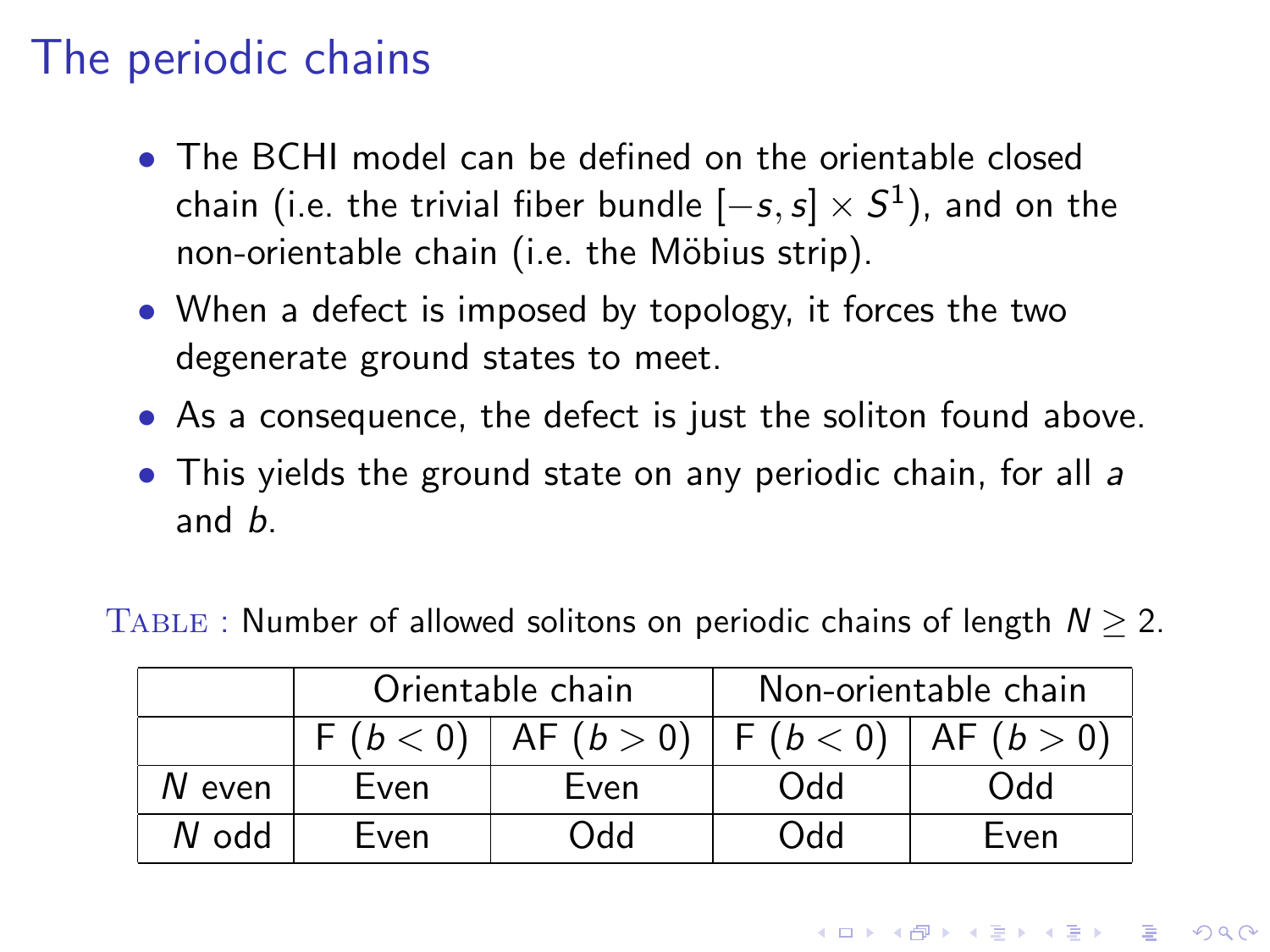# The periodic chains

- The BCHI model can be defined on the orientable closed chain (i.e. the trivial fiber bundle $[-s, s] \times S^1$), and on the non-orientable chain (i.e. the Möbius strip).
- When a defect is imposed by topology, it forces the two degenerate ground states to meet.
- As a consequence, the defect is just the soliton found above.
- This yields the ground state on any periodic chain, for all $a$ and $b$.

TABLE : Number of allowed solitons on periodic chains of length $N \geq 2$.

| | Orientable chain | | Non-orientable chain | |
|---|---|---|---|---|
| | F ($b < 0$) | AF ($b > 0$) | F ($b < 0$) | AF ($b > 0$) |
| $N$ even | Even | Even | Odd | Odd |
| $N$ odd | Even | Odd | Odd | Even |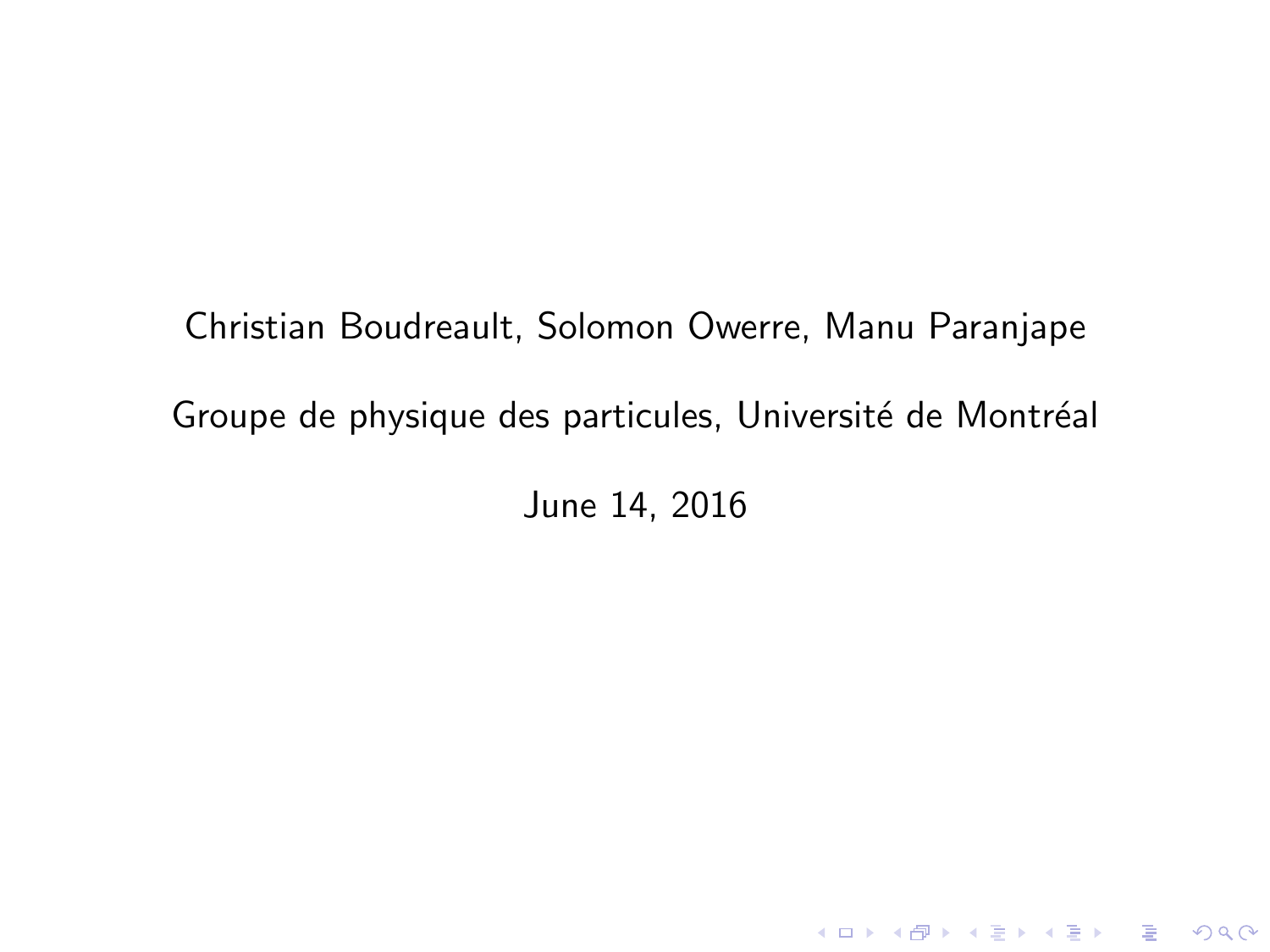Christian Boudreault, Solomon Owerre, Manu Paranjape

Groupe de physique des particules, Université de Montréal

June 14, 2016